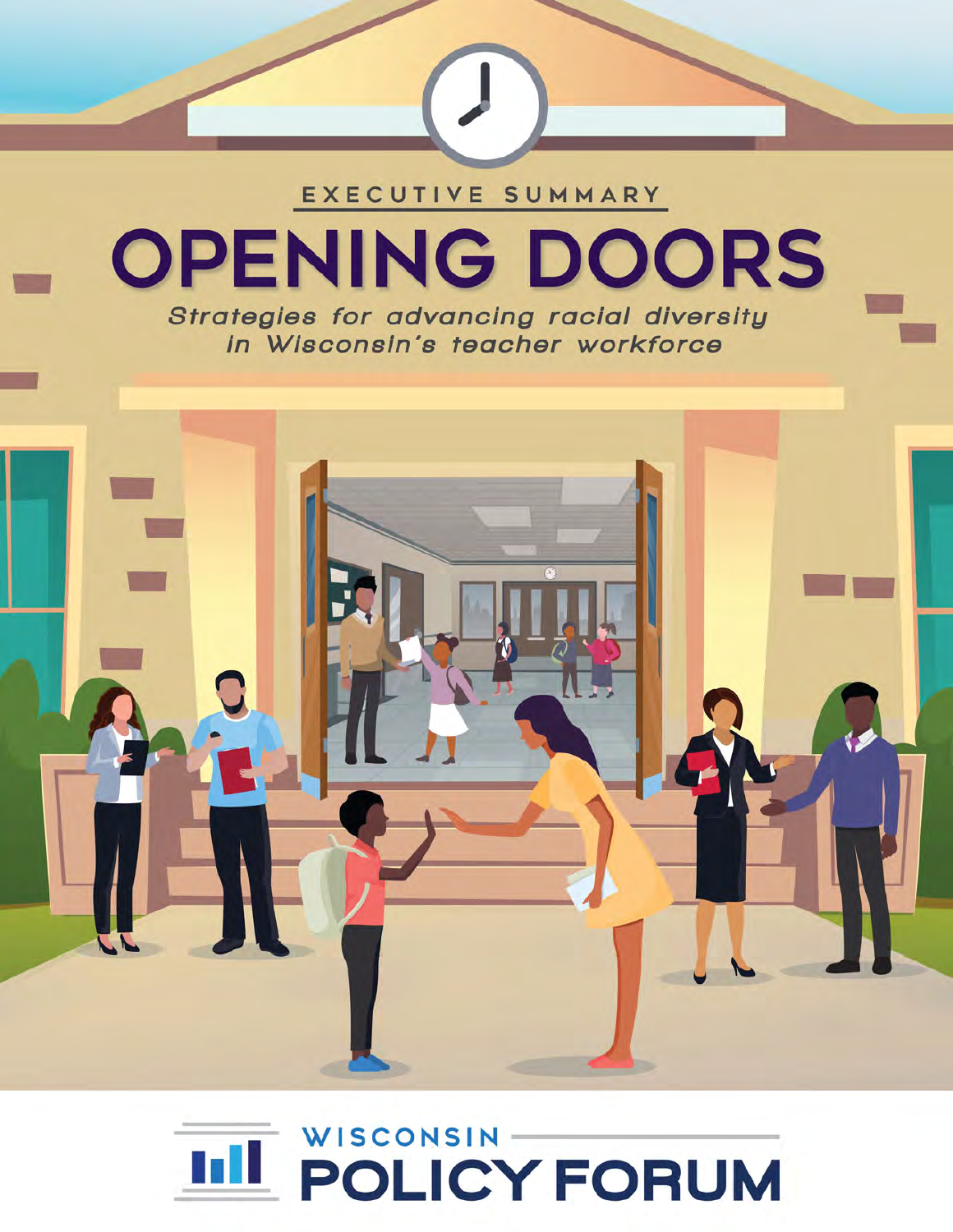EXECUTIVE SUMMARY

# OPENING DOORS

*Strategies for advancing racial diversity in Wisconsin's teacher workforce*

WISCONSIN POLICY FORUM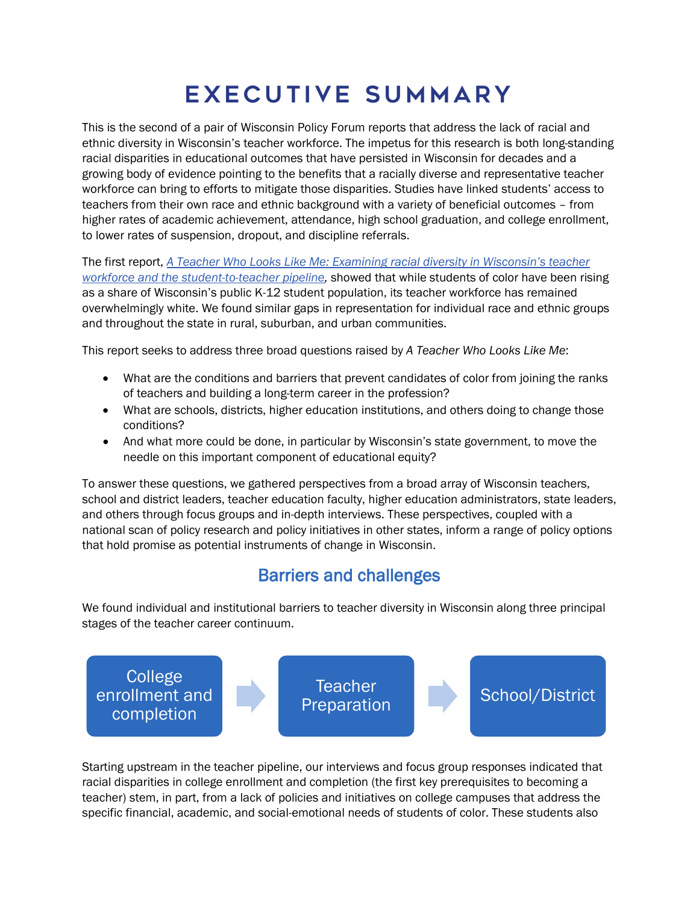# EXECUTIVE SUMMARY

This is the second of a pair of Wisconsin Policy Forum reports that address the lack of racial and ethnic diversity in Wisconsin's teacher workforce. The impetus for this research is both long-standing racial disparities in educational outcomes that have persisted in Wisconsin for decades and a growing body of evidence pointing to the benefits that a racially diverse and representative teacher workforce can bring to efforts to mitigate those disparities. Studies have linked students' access to teachers from their own race and ethnic background with a variety of beneficial outcomes – from higher rates of academic achievement, attendance, high school graduation, and college enrollment, to lower rates of suspension, dropout, and discipline referrals.

The first report, *A Teacher Who Looks Like Me: Examining racial diversity in Wisconsin's teacher workforce and the student-to-teacher pipeline*, showed that while students of color have been rising as a share of Wisconsin's public K-12 student population, its teacher workforce has remained overwhelmingly white. We found similar gaps in representation for individual race and ethnic groups and throughout the state in rural, suburban, and urban communities.

This report seeks to address three broad questions raised by *A Teacher Who Looks Like Me*:

- What are the conditions and barriers that prevent candidates of color from joining the ranks of teachers and building a long-term career in the profession?
- What are schools, districts, higher education institutions, and others doing to change those conditions?
- And what more could be done, in particular by Wisconsin's state government, to move the needle on this important component of educational equity?

To answer these questions, we gathered perspectives from a broad array of Wisconsin teachers, school and district leaders, teacher education faculty, higher education administrators, state leaders, and others through focus groups and in-depth interviews. These perspectives, coupled with a national scan of policy research and policy initiatives in other states, inform a range of policy options that hold promise as potential instruments of change in Wisconsin.

## Barriers and challenges

We found individual and institutional barriers to teacher diversity in Wisconsin along three principal stages of the teacher career continuum.

College enrollment and completion → Teacher Preparation → School/District

Starting upstream in the teacher pipeline, our interviews and focus group responses indicated that racial disparities in college enrollment and completion (the first key prerequisites to becoming a teacher) stem, in part, from a lack of policies and initiatives on college campuses that address the specific financial, academic, and social-emotional needs of students of color. These students also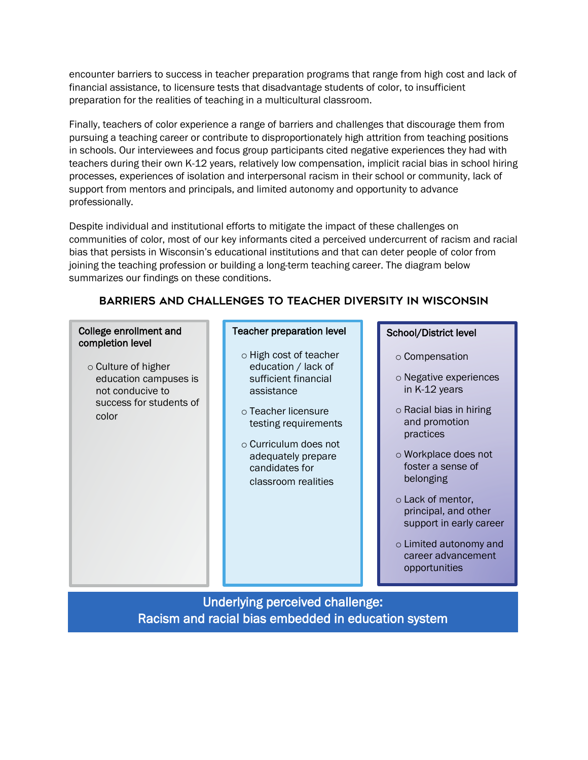encounter barriers to success in teacher preparation programs that range from high cost and lack of financial assistance, to licensure tests that disadvantage students of color, to insufficient preparation for the realities of teaching in a multicultural classroom.

Finally, teachers of color experience a range of barriers and challenges that discourage them from pursuing a teaching career or contribute to disproportionately high attrition from teaching positions in schools. Our interviewees and focus group participants cited negative experiences they had with teachers during their own K-12 years, relatively low compensation, implicit racial bias in school hiring processes, experiences of isolation and interpersonal racism in their school or community, lack of support from mentors and principals, and limited autonomy and opportunity to advance professionally.

Despite individual and institutional efforts to mitigate the impact of these challenges on communities of color, most of our key informants cited a perceived undercurrent of racism and racial bias that persists in Wisconsin's educational institutions and that can deter people of color from joining the teaching profession or building a long-term teaching career. The diagram below summarizes our findings on these conditions.

## BARRIERS AND CHALLENGES TO TEACHER DIVERSITY IN WISCONSIN

**College enrollment and completion level**

- Culture of higher education campuses is not conducive to success for students of color

**Teacher preparation level**

- High cost of teacher education / lack of sufficient financial assistance
- Teacher licensure testing requirements
- Curriculum does not adequately prepare candidates for classroom realities

**School/District level**

- Compensation
- Negative experiences in K-12 years
- Racial bias in hiring and promotion practices
- Workplace does not foster a sense of belonging
- Lack of mentor, principal, and other support in early career
- Limited autonomy and career advancement opportunities

**Underlying perceived challenge:**
**Racism and racial bias embedded in education system**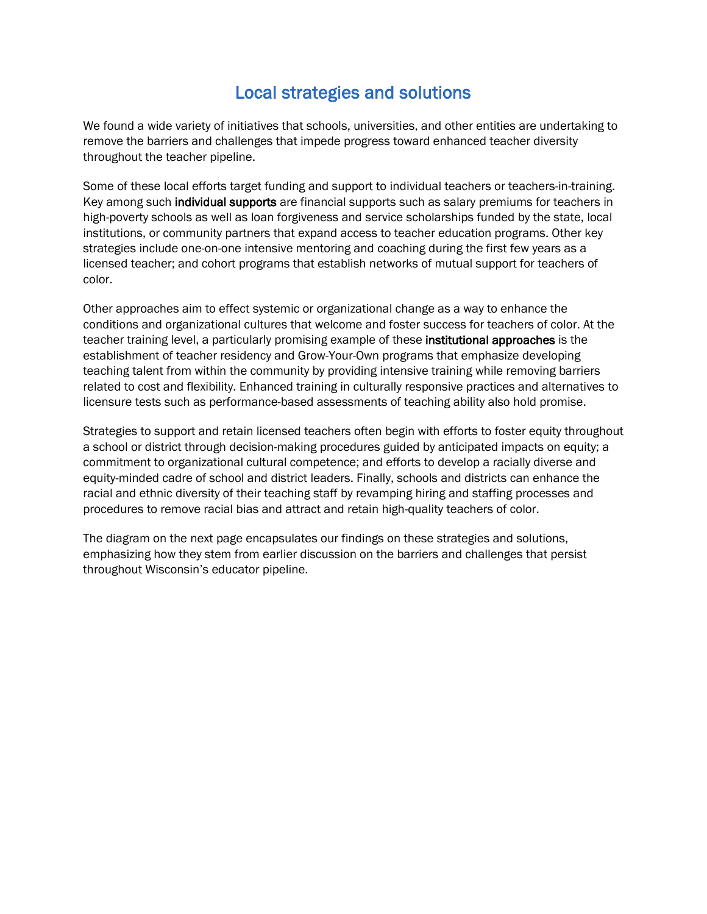# Local strategies and solutions

We found a wide variety of initiatives that schools, universities, and other entities are undertaking to remove the barriers and challenges that impede progress toward enhanced teacher diversity throughout the teacher pipeline.

Some of these local efforts target funding and support to individual teachers or teachers-in-training. Key among such **individual supports** are financial supports such as salary premiums for teachers in high-poverty schools as well as loan forgiveness and service scholarships funded by the state, local institutions, or community partners that expand access to teacher education programs. Other key strategies include one-on-one intensive mentoring and coaching during the first few years as a licensed teacher; and cohort programs that establish networks of mutual support for teachers of color.

Other approaches aim to effect systemic or organizational change as a way to enhance the conditions and organizational cultures that welcome and foster success for teachers of color. At the teacher training level, a particularly promising example of these **institutional approaches** is the establishment of teacher residency and Grow-Your-Own programs that emphasize developing teaching talent from within the community by providing intensive training while removing barriers related to cost and flexibility. Enhanced training in culturally responsive practices and alternatives to licensure tests such as performance-based assessments of teaching ability also hold promise.

Strategies to support and retain licensed teachers often begin with efforts to foster equity throughout a school or district through decision-making procedures guided by anticipated impacts on equity; a commitment to organizational cultural competence; and efforts to develop a racially diverse and equity-minded cadre of school and district leaders. Finally, schools and districts can enhance the racial and ethnic diversity of their teaching staff by revamping hiring and staffing processes and procedures to remove racial bias and attract and retain high-quality teachers of color.

The diagram on the next page encapsulates our findings on these strategies and solutions, emphasizing how they stem from earlier discussion on the barriers and challenges that persist throughout Wisconsin's educator pipeline.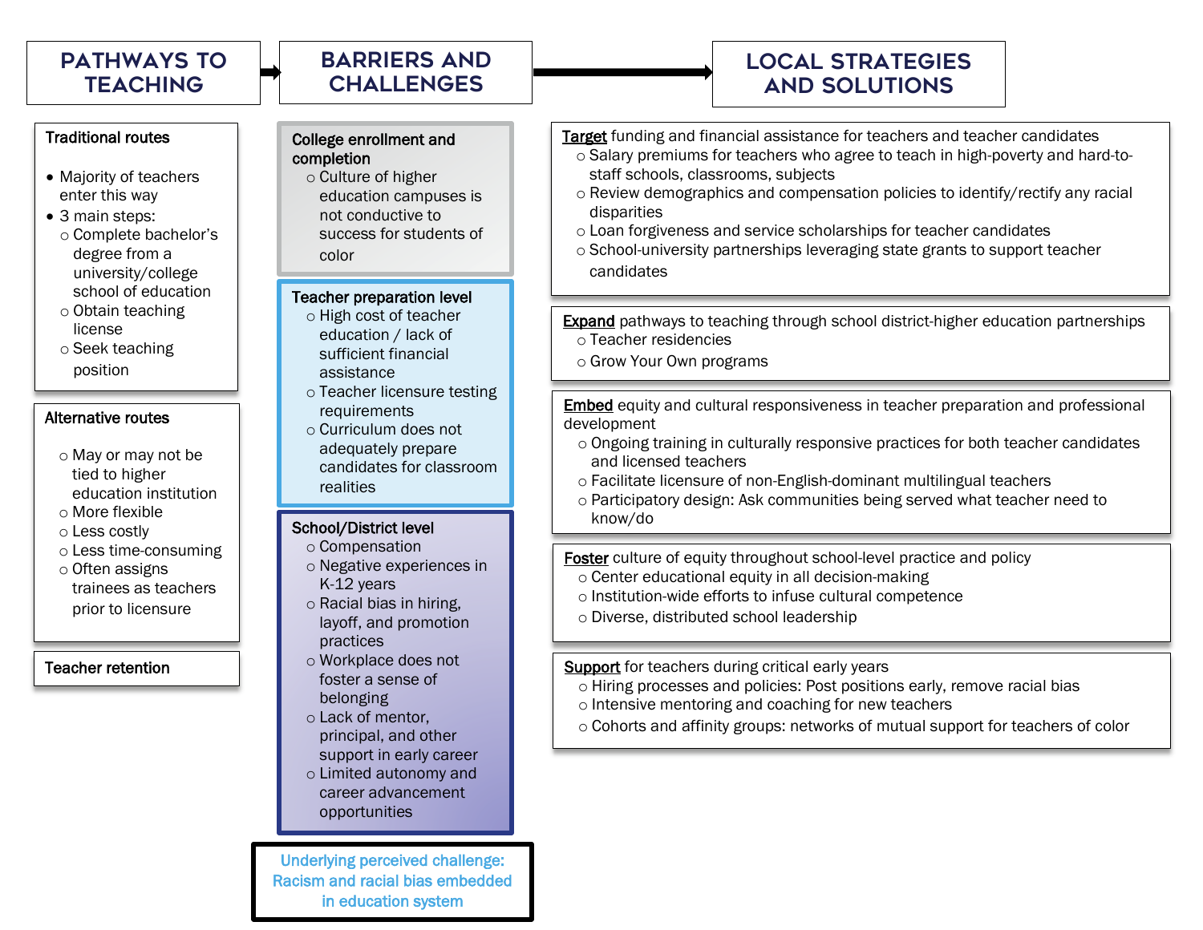## PATHWAYS TO TEACHING

**Traditional routes**

- Majority of teachers enter this way
- 3 main steps:
  - Complete bachelor's degree from a university/college school of education
  - Obtain teaching license
  - Seek teaching position

**Alternative routes**

- May or may not be tied to higher education institution
- More flexible
- Less costly
- Less time-consuming
- Often assigns trainees as teachers prior to licensure

**Teacher retention**

## BARRIERS AND CHALLENGES

**College enrollment and completion**

- Culture of higher education campuses is not conductive to success for students of color

**Teacher preparation level**

- High cost of teacher education / lack of sufficient financial assistance
- Teacher licensure testing requirements
- Curriculum does not adequately prepare candidates for classroom realities

**School/District level**

- Compensation
- Negative experiences in K-12 years
- Racial bias in hiring, layoff, and promotion practices
- Workplace does not foster a sense of belonging
- Lack of mentor, principal, and other support in early career
- Limited autonomy and career advancement opportunities

**Underlying perceived challenge: Racism and racial bias embedded in education system**

## LOCAL STRATEGIES AND SOLUTIONS

**Target** funding and financial assistance for teachers and teacher candidates

- Salary premiums for teachers who agree to teach in high-poverty and hard-to-staff schools, classrooms, subjects
- Review demographics and compensation policies to identify/rectify any racial disparities
- Loan forgiveness and service scholarships for teacher candidates
- School-university partnerships leveraging state grants to support teacher candidates

**Expand** pathways to teaching through school district-higher education partnerships

- Teacher residencies
- Grow Your Own programs

**Embed** equity and cultural responsiveness in teacher preparation and professional development

- Ongoing training in culturally responsive practices for both teacher candidates and licensed teachers
- Facilitate licensure of non-English-dominant multilingual teachers
- Participatory design: Ask communities being served what teacher need to know/do

**Foster** culture of equity throughout school-level practice and policy

- Center educational equity in all decision-making
- Institution-wide efforts to infuse cultural competence
- Diverse, distributed school leadership

**Support** for teachers during critical early years

- Hiring processes and policies: Post positions early, remove racial bias
- Intensive mentoring and coaching for new teachers
- Cohorts and affinity groups: networks of mutual support for teachers of color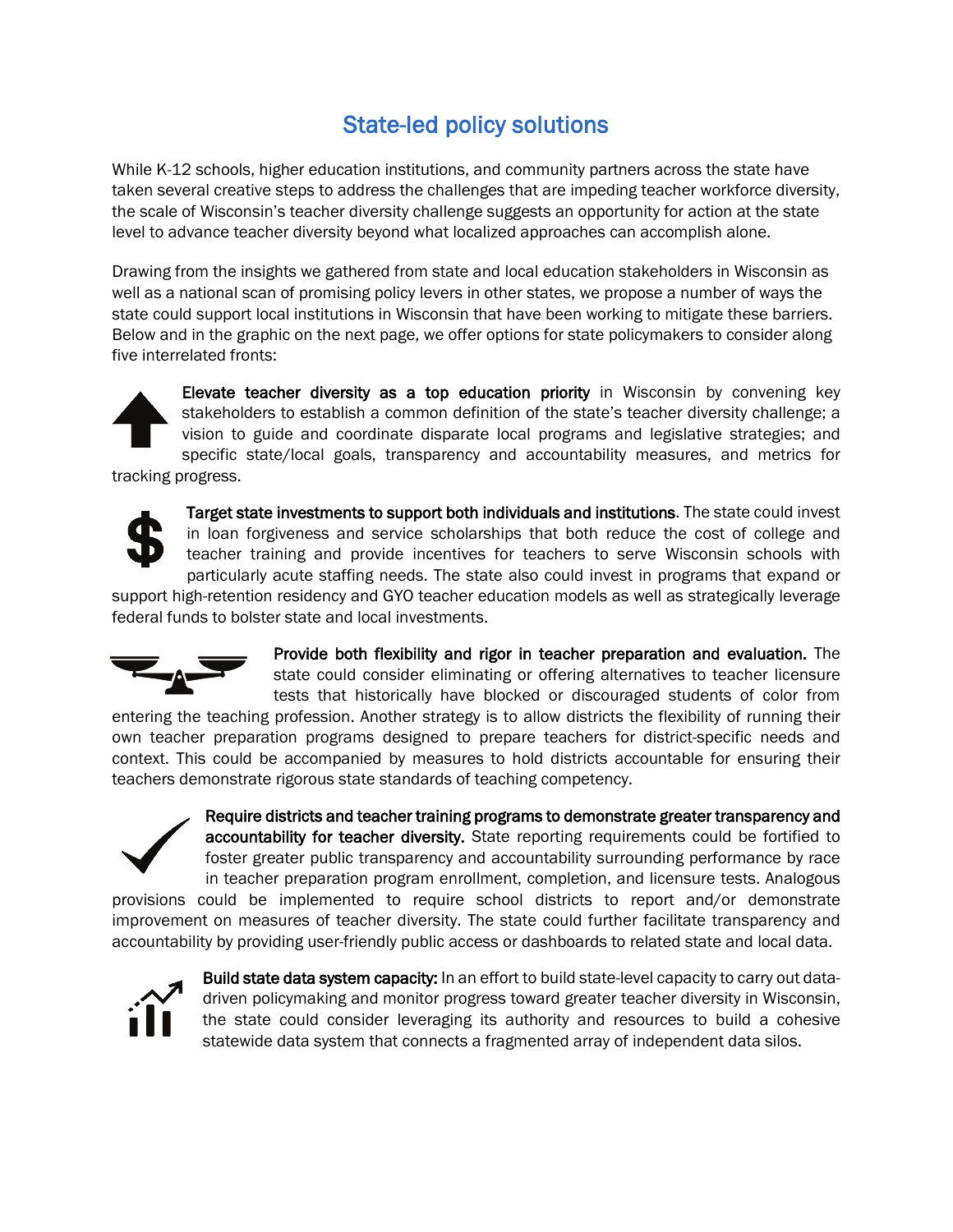## State-led policy solutions

While K-12 schools, higher education institutions, and community partners across the state have taken several creative steps to address the challenges that are impeding teacher workforce diversity, the scale of Wisconsin's teacher diversity challenge suggests an opportunity for action at the state level to advance teacher diversity beyond what localized approaches can accomplish alone.

Drawing from the insights we gathered from state and local education stakeholders in Wisconsin as well as a national scan of promising policy levers in other states, we propose a number of ways the state could support local institutions in Wisconsin that have been working to mitigate these barriers. Below and in the graphic on the next page, we offer options for state policymakers to consider along five interrelated fronts:

**Elevate teacher diversity as a top education priority** in Wisconsin by convening key stakeholders to establish a common definition of the state's teacher diversity challenge; a vision to guide and coordinate disparate local programs and legislative strategies; and specific state/local goals, transparency and accountability measures, and metrics for tracking progress.

**Target state investments to support both individuals and institutions**. The state could invest in loan forgiveness and service scholarships that both reduce the cost of college and teacher training and provide incentives for teachers to serve Wisconsin schools with particularly acute staffing needs. The state also could invest in programs that expand or support high-retention residency and GYO teacher education models as well as strategically leverage federal funds to bolster state and local investments.

**Provide both flexibility and rigor in teacher preparation and evaluation.** The state could consider eliminating or offering alternatives to teacher licensure tests that historically have blocked or discouraged students of color from entering the teaching profession. Another strategy is to allow districts the flexibility of running their own teacher preparation programs designed to prepare teachers for district-specific needs and context. This could be accompanied by measures to hold districts accountable for ensuring their teachers demonstrate rigorous state standards of teaching competency.

**Require districts and teacher training programs to demonstrate greater transparency and accountability for teacher diversity.** State reporting requirements could be fortified to foster greater public transparency and accountability surrounding performance by race in teacher preparation program enrollment, completion, and licensure tests. Analogous provisions could be implemented to require school districts to report and/or demonstrate improvement on measures of teacher diversity. The state could further facilitate transparency and accountability by providing user-friendly public access or dashboards to related state and local data.

**Build state data system capacity:** In an effort to build state-level capacity to carry out data-driven policymaking and monitor progress toward greater teacher diversity in Wisconsin, the state could consider leveraging its authority and resources to build a cohesive statewide data system that connects a fragmented array of independent data silos.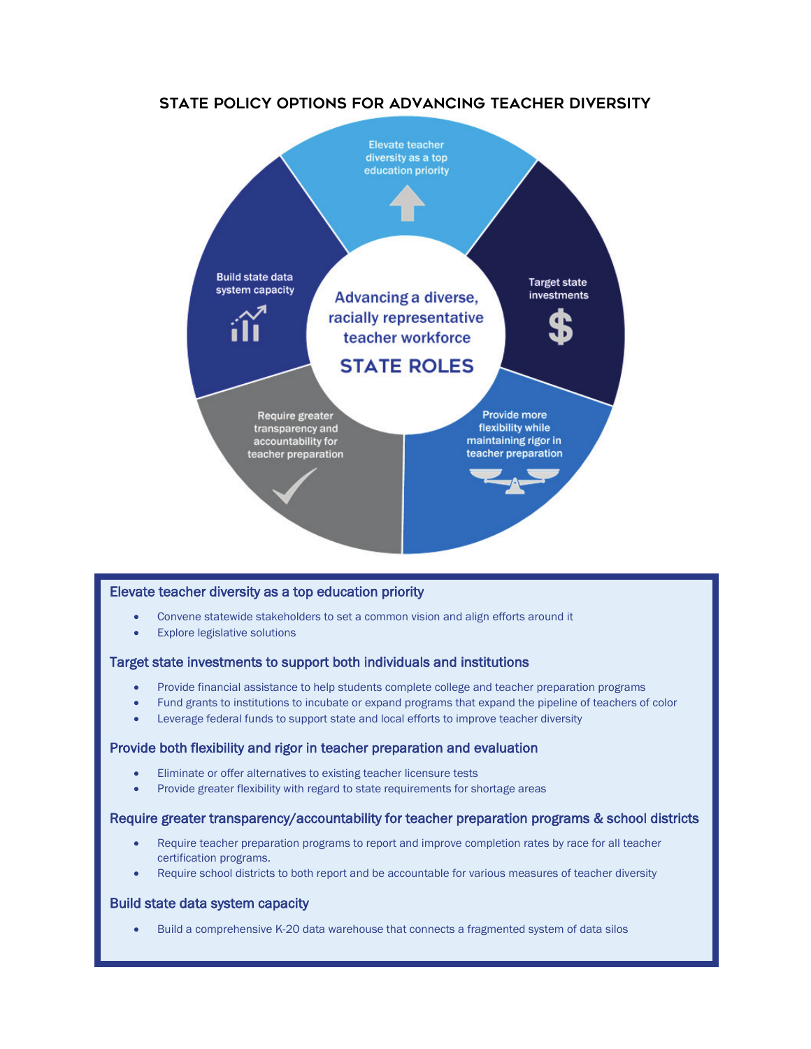## STATE POLICY OPTIONS FOR ADVANCING TEACHER DIVERSITY

Advancing a diverse, racially representative teacher workforce

STATE ROLES

- Elevate teacher diversity as a top education priority
- Target state investments
- Provide more flexibility while maintaining rigor in teacher preparation
- Require greater transparency and accountability for teacher preparation
- Build state data system capacity

### Elevate teacher diversity as a top education priority

- Convene statewide stakeholders to set a common vision and align efforts around it
- Explore legislative solutions

### Target state investments to support both individuals and institutions

- Provide financial assistance to help students complete college and teacher preparation programs
- Fund grants to institutions to incubate or expand programs that expand the pipeline of teachers of color
- Leverage federal funds to support state and local efforts to improve teacher diversity

### Provide both flexibility and rigor in teacher preparation and evaluation

- Eliminate or offer alternatives to existing teacher licensure tests
- Provide greater flexibility with regard to state requirements for shortage areas

### Require greater transparency/accountability for teacher preparation programs & school districts

- Require teacher preparation programs to report and improve completion rates by race for all teacher certification programs.
- Require school districts to both report and be accountable for various measures of teacher diversity

### Build state data system capacity

- Build a comprehensive K-20 data warehouse that connects a fragmented system of data silos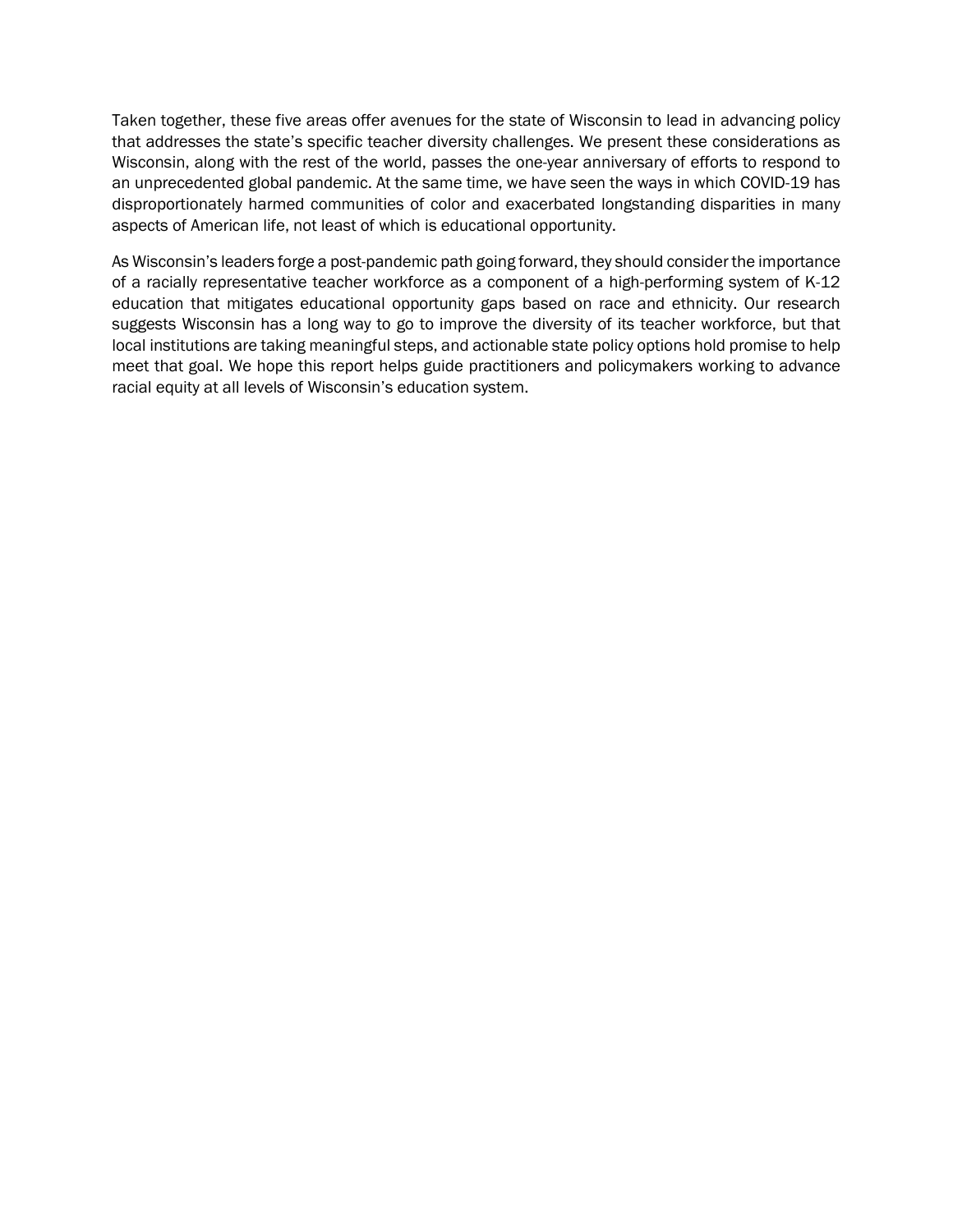Taken together, these five areas offer avenues for the state of Wisconsin to lead in advancing policy that addresses the state's specific teacher diversity challenges. We present these considerations as Wisconsin, along with the rest of the world, passes the one-year anniversary of efforts to respond to an unprecedented global pandemic. At the same time, we have seen the ways in which COVID-19 has disproportionately harmed communities of color and exacerbated longstanding disparities in many aspects of American life, not least of which is educational opportunity.

As Wisconsin's leaders forge a post-pandemic path going forward, they should consider the importance of a racially representative teacher workforce as a component of a high-performing system of K-12 education that mitigates educational opportunity gaps based on race and ethnicity. Our research suggests Wisconsin has a long way to go to improve the diversity of its teacher workforce, but that local institutions are taking meaningful steps, and actionable state policy options hold promise to help meet that goal. We hope this report helps guide practitioners and policymakers working to advance racial equity at all levels of Wisconsin's education system.